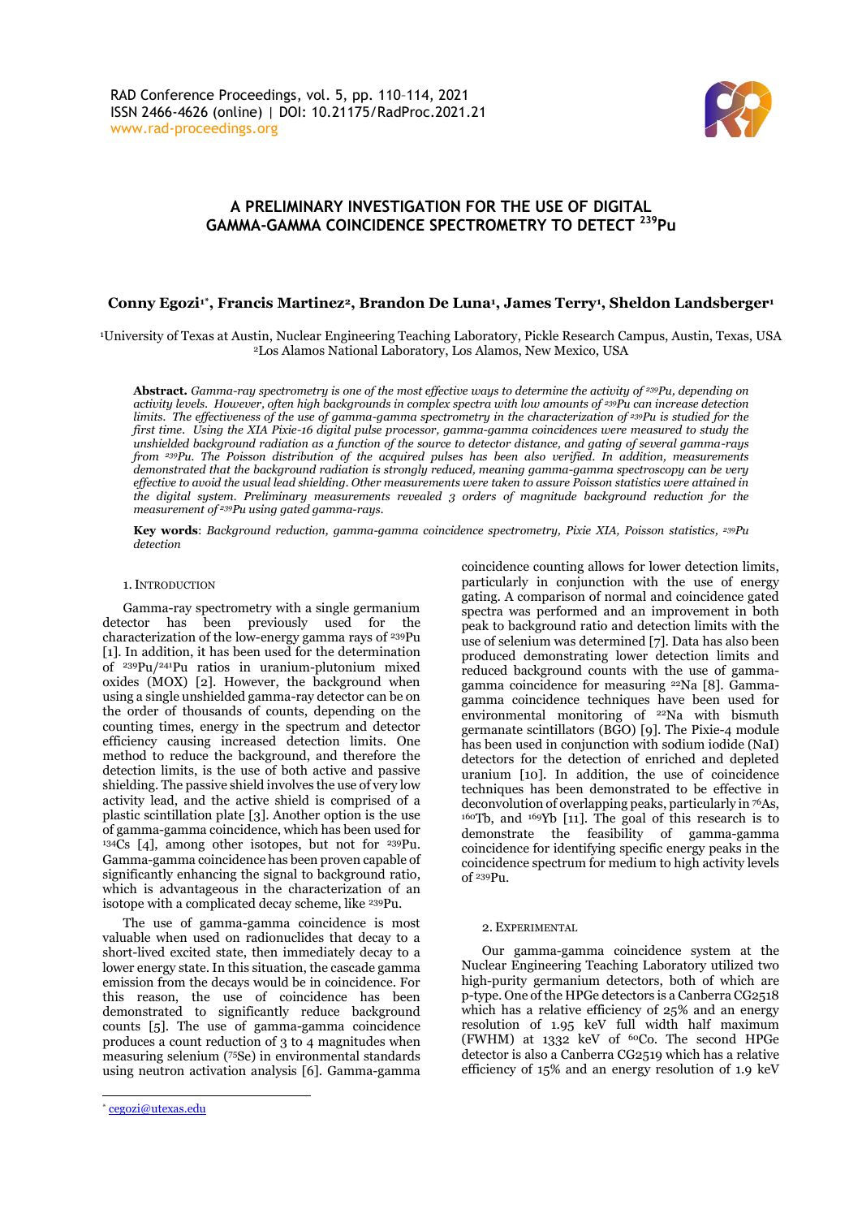# A PRELIMINARY INVESTIGATION FOR THE USE OF DIGITAL GAMMA-GAMMA COINCIDENCE SPECTROMETRY TO DETECT $^{239}$Pu

**Conny Egozi[1*], Francis Martinez[2], Brandon De Luna[1], James Terry[1], Sheldon Landsberger[1]**

[1]University of Texas at Austin, Nuclear Engineering Teaching Laboratory, Pickle Research Campus, Austin, Texas, USA
[2]Los Alamos National Laboratory, Los Alamos, New Mexico, USA

**Abstract.** *Gamma-ray spectrometry is one of the most effective ways to determine the activity of $^{239}$Pu, depending on activity levels. However, often high backgrounds in complex spectra with low amounts of $^{239}$Pu can increase detection limits. The effectiveness of the use of gamma-gamma spectrometry in the characterization of $^{239}$Pu is studied for the first time. Using the XIA Pixie-16 digital pulse processor, gamma-gamma coincidences were measured to study the unshielded background radiation as a function of the source to detector distance, and gating of several gamma-rays from $^{239}$Pu. The Poisson distribution of the acquired pulses has been also verified. In addition, measurements demonstrated that the background radiation is strongly reduced, meaning gamma-gamma spectroscopy can be very effective to avoid the usual lead shielding. Other measurements were taken to assure Poisson statistics were attained in the digital system. Preliminary measurements revealed 3 orders of magnitude background reduction for the measurement of $^{239}$Pu using gated gamma-rays.*

**Key words**: *Background reduction, gamma-gamma coincidence spectrometry, Pixie XIA, Poisson statistics, $^{239}$Pu detection*

## 1. Introduction

Gamma-ray spectrometry with a single germanium detector has been previously used for the characterization of the low-energy gamma rays of $^{239}$Pu [1]. In addition, it has been used for the determination of $^{239}$Pu/$^{241}$Pu ratios in uranium-plutonium mixed oxides (MOX) [2]. However, the background when using a single unshielded gamma-ray detector can be on the order of thousands of counts, depending on the counting times, energy in the spectrum and detector efficiency causing increased detection limits. One method to reduce the background, and therefore the detection limits, is the use of both active and passive shielding. The passive shield involves the use of very low activity lead, and the active shield is comprised of a plastic scintillation plate [3]. Another option is the use of gamma-gamma coincidence, which has been used for $^{134}$Cs [4], among other isotopes, but not for $^{239}$Pu. Gamma-gamma coincidence has been proven capable of significantly enhancing the signal to background ratio, which is advantageous in the characterization of an isotope with a complicated decay scheme, like $^{239}$Pu.

The use of gamma-gamma coincidence is most valuable when used on radionuclides that decay to a short-lived excited state, then immediately decay to a lower energy state. In this situation, the cascade gamma emission from the decays would be in coincidence. For this reason, the use of coincidence has been demonstrated to significantly reduce background counts [5]. The use of gamma-gamma coincidence produces a count reduction of 3 to 4 magnitudes when measuring selenium ($^{75}$Se) in environmental standards using neutron activation analysis [6]. Gamma-gamma coincidence counting allows for lower detection limits, particularly in conjunction with the use of energy gating. A comparison of normal and coincidence gated spectra was performed and an improvement in both peak to background ratio and detection limits with the use of selenium was determined [7]. Data has also been produced demonstrating lower detection limits and reduced background counts with the use of gamma-gamma coincidence for measuring $^{22}$Na [8]. Gamma-gamma coincidence techniques have been used for environmental monitoring of $^{22}$Na with bismuth germanate scintillators (BGO) [9]. The Pixie-4 module has been used in conjunction with sodium iodide (NaI) detectors for the detection of enriched and depleted uranium [10]. In addition, the use of coincidence techniques has been demonstrated to be effective in deconvolution of overlapping peaks, particularly in $^{76}$As, $^{160}$Tb, and $^{169}$Yb [11]. The goal of this research is to demonstrate the feasibility of gamma-gamma coincidence for identifying specific energy peaks in the coincidence spectrum for medium to high activity levels of $^{239}$Pu.

## 2. Experimental

Our gamma-gamma coincidence system at the Nuclear Engineering Teaching Laboratory utilized two high-purity germanium detectors, both of which are p-type. One of the HPGe detectors is a Canberra CG2518 which has a relative efficiency of 25% and an energy resolution of 1.95 keV full width half maximum (FWHM) at 1332 keV of $^{60}$Co. The second HPGe detector is also a Canberra CG2519 which has a relative efficiency of 15% and an energy resolution of 1.9 keV

* cegozi@utexas.edu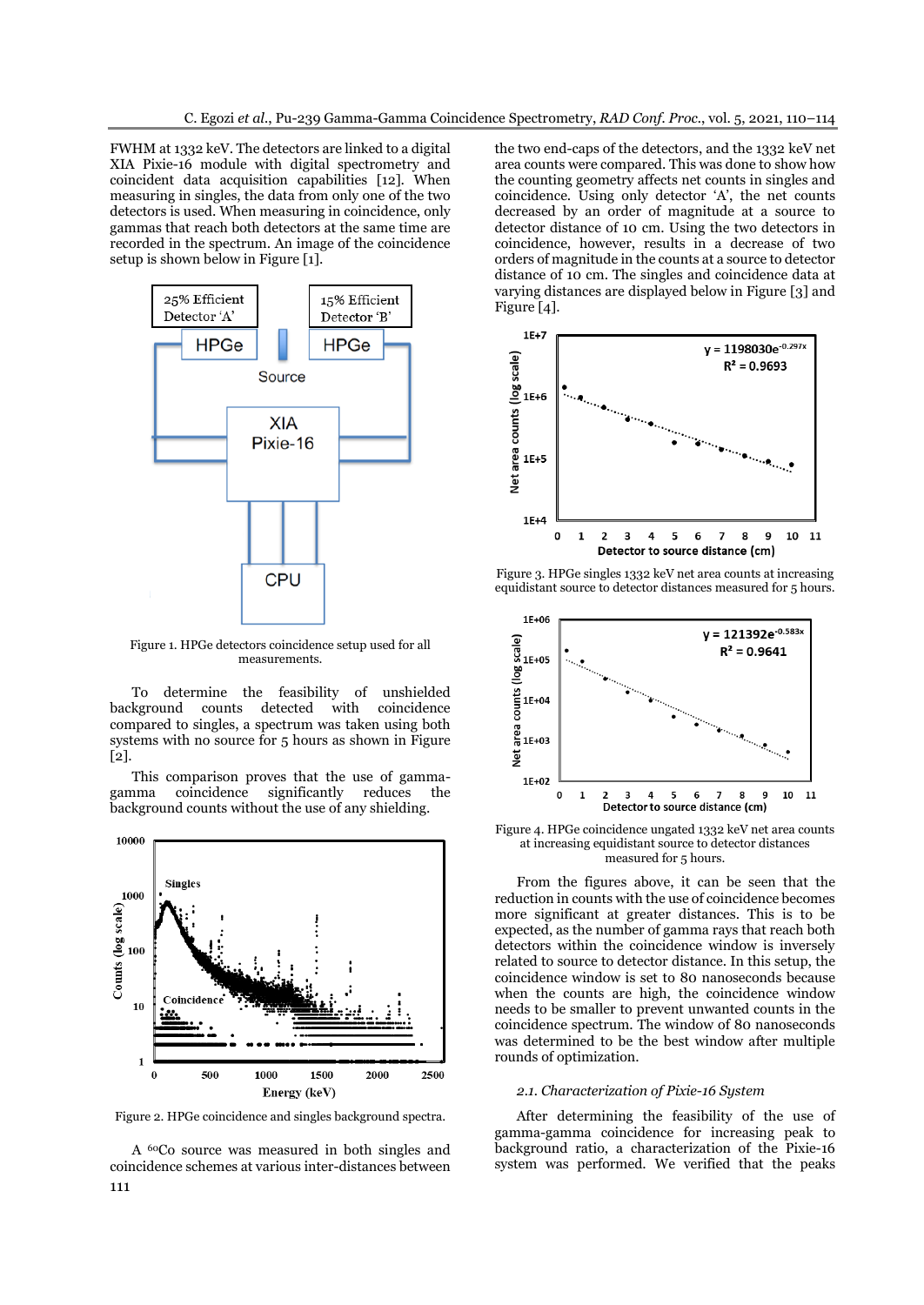FWHM at 1332 keV. The detectors are linked to a digital XIA Pixie-16 module with digital spectrometry and coincident data acquisition capabilities [12]. When measuring in singles, the data from only one of the two detectors is used. When measuring in coincidence, only gammas that reach both detectors at the same time are recorded in the spectrum. An image of the coincidence setup is shown below in Figure [1].

Figure 1. HPGe detectors coincidence setup used for all measurements.

To determine the feasibility of unshielded background counts detected with coincidence compared to singles, a spectrum was taken using both systems with no source for 5 hours as shown in Figure [2].

This comparison proves that the use of gamma-gamma coincidence significantly reduces the background counts without the use of any shielding.

Figure 2. HPGe coincidence and singles background spectra.

A $^{60}Co$ source was measured in both singles and coincidence schemes at various inter-distances between the two end-caps of the detectors, and the 1332 keV net area counts were compared. This was done to show how the counting geometry affects net counts in singles and coincidence. Using only detector 'A', the net counts decreased by an order of magnitude at a source to detector distance of 10 cm. Using the two detectors in coincidence, however, results in a decrease of two orders of magnitude in the counts at a source to detector distance of 10 cm. The singles and coincidence data at varying distances are displayed below in Figure [3] and Figure [4].

Figure 3. HPGe singles 1332 keV net area counts at increasing equidistant source to detector distances measured for 5 hours.

Figure 4. HPGe coincidence ungated 1332 keV net area counts at increasing equidistant source to detector distances measured for 5 hours.

From the figures above, it can be seen that the reduction in counts with the use of coincidence becomes more significant at greater distances. This is to be expected, as the number of gamma rays that reach both detectors within the coincidence window is inversely related to source to detector distance. In this setup, the coincidence window is set to 80 nanoseconds because when the counts are high, the coincidence window needs to be smaller to prevent unwanted counts in the coincidence spectrum. The window of 80 nanoseconds was determined to be the best window after multiple rounds of optimization.

### *2.1. Characterization of Pixie-16 System*

After determining the feasibility of the use of gamma-gamma coincidence for increasing peak to background ratio, a characterization of the Pixie-16 system was performed. We verified that the peaks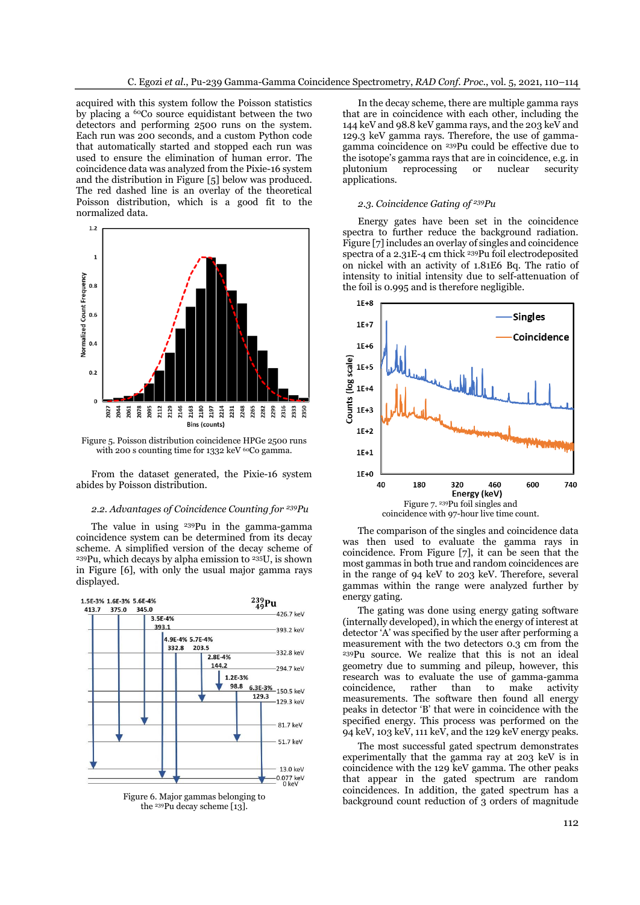acquired with this system follow the Poisson statistics by placing a $^{60}$Co source equidistant between the two detectors and performing 2500 runs on the system. Each run was 200 seconds, and a custom Python code that automatically started and stopped each run was used to ensure the elimination of human error. The coincidence data was analyzed from the Pixie-16 system and the distribution in Figure [5] below was produced. The red dashed line is an overlay of the theoretical Poisson distribution, which is a good fit to the normalized data.

Figure 5. Poisson distribution coincidence HPGe 2500 runs with 200 s counting time for 1332 keV $^{60}$Co gamma.

From the dataset generated, the Pixie-16 system abides by Poisson distribution.

### *2.2. Advantages of Coincidence Counting for $^{239}$Pu*

The value in using $^{239}$Pu in the gamma-gamma coincidence system can be determined from its decay scheme. A simplified version of the decay scheme of $^{239}$Pu, which decays by alpha emission to $^{235}$U, is shown in Figure [6], with only the usual major gamma rays displayed.

Figure 6. Major gammas belonging to the $^{239}$Pu decay scheme [13].

In the decay scheme, there are multiple gamma rays that are in coincidence with each other, including the 144 keV and 98.8 keV gamma rays, and the 203 keV and 129.3 keV gamma rays. Therefore, the use of gamma-gamma coincidence on $^{239}$Pu could be effective due to the isotope's gamma rays that are in coincidence, e.g. in plutonium reprocessing or nuclear security applications.

### *2.3. Coincidence Gating of $^{239}$Pu*

Energy gates have been set in the coincidence spectra to further reduce the background radiation. Figure [7] includes an overlay of singles and coincidence spectra of a 2.31E-4 cm thick $^{239}$Pu foil electrodeposited on nickel with an activity of 1.81E6 Bq. The ratio of intensity to initial intensity due to self-attenuation of the foil is 0.995 and is therefore negligible.

Figure 7. $^{239}$Pu foil singles and coincidence with 97-hour live time count.

The comparison of the singles and coincidence data was then used to evaluate the gamma rays in coincidence. From Figure [7], it can be seen that the most gammas in both true and random coincidences are in the range of 94 keV to 203 keV. Therefore, several gammas within the range were analyzed further by energy gating.

The gating was done using energy gating software (internally developed), in which the energy of interest at detector 'A' was specified by the user after performing a measurement with the two detectors 0.3 cm from the $^{239}$Pu source. We realize that this is not an ideal geometry due to summing and pileup, however, this research was to evaluate the use of gamma-gamma coincidence, rather than to make activity measurements. The software then found all energy peaks in detector 'B' that were in coincidence with the specified energy. This process was performed on the 94 keV, 103 keV, 111 keV, and the 129 keV energy peaks.

The most successful gated spectrum demonstrates experimentally that the gamma ray at 203 keV is in coincidence with the 129 keV gamma. The other peaks that appear in the gated spectrum are random coincidences. In addition, the gated spectrum has a background count reduction of 3 orders of magnitude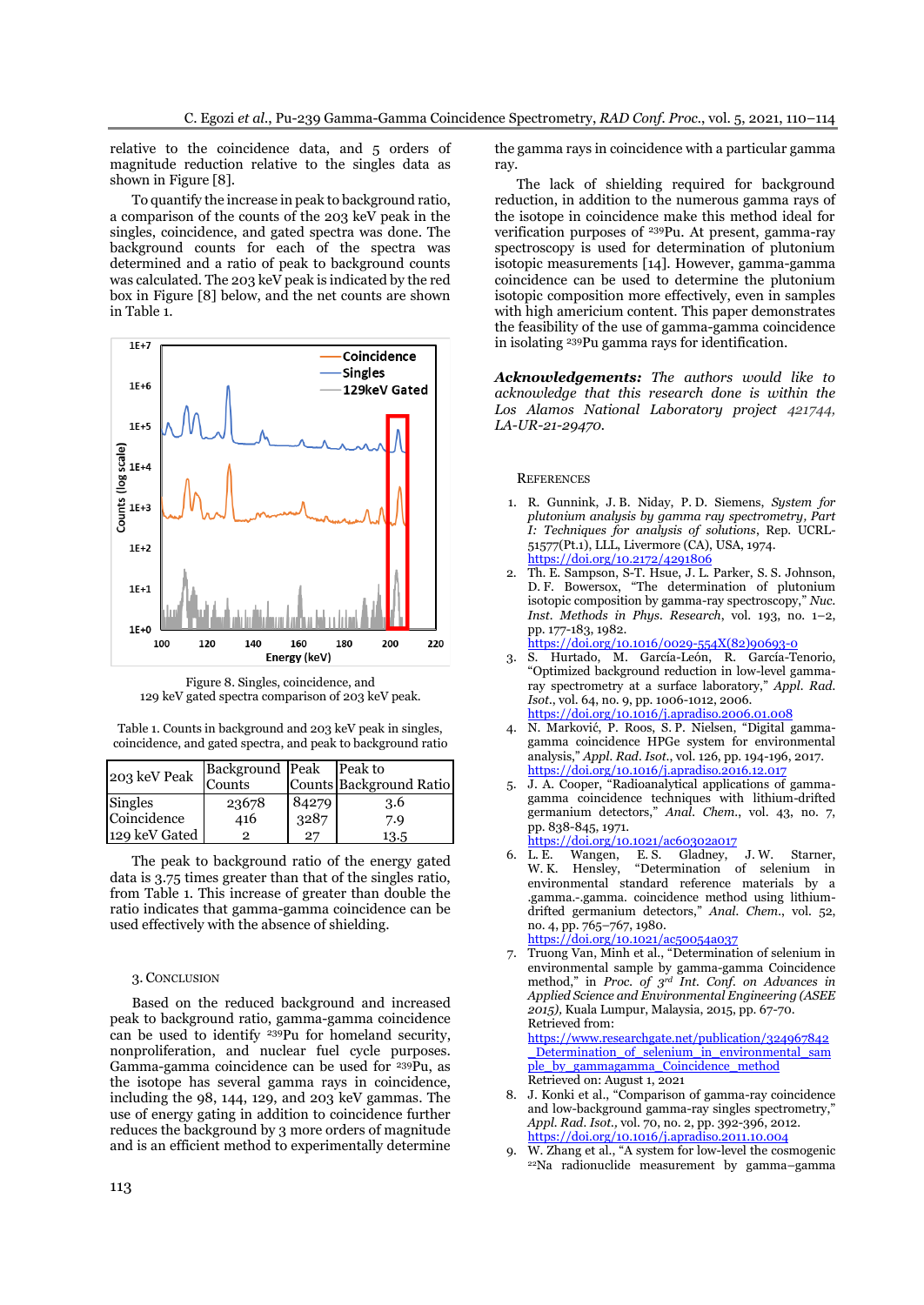relative to the coincidence data, and 5 orders of magnitude reduction relative to the singles data as shown in Figure [8].

To quantify the increase in peak to background ratio, a comparison of the counts of the 203 keV peak in the singles, coincidence, and gated spectra was done. The background counts for each of the spectra was determined and a ratio of peak to background counts was calculated. The 203 keV peak is indicated by the red box in Figure [8] below, and the net counts are shown in Table 1.

Figure 8. Singles, coincidence, and 129 keV gated spectra comparison of 203 keV peak.

Table 1. Counts in background and 203 keV peak in singles, coincidence, and gated spectra, and peak to background ratio

| 203 keV Peak | Background Counts | Peak Counts | Peak to Background Ratio |
|---|---|---|---|
| Singles | 23678 | 84279 | 3.6 |
| Coincidence | 416 | 3287 | 7.9 |
| 129 keV Gated | 2 | 27 | 13.5 |

The peak to background ratio of the energy gated data is 3.75 times greater than that of the singles ratio, from Table 1. This increase of greater than double the ratio indicates that gamma-gamma coincidence can be used effectively with the absence of shielding.

## 3. Conclusion

Based on the reduced background and increased peak to background ratio, gamma-gamma coincidence can be used to identify $^{239}$Pu for homeland security, nonproliferation, and nuclear fuel cycle purposes. Gamma-gamma coincidence can be used for $^{239}$Pu, as the isotope has several gamma rays in coincidence, including the 98, 144, 129, and 203 keV gammas. The use of energy gating in addition to coincidence further reduces the background by 3 more orders of magnitude and is an efficient method to experimentally determine the gamma rays in coincidence with a particular gamma ray.

The lack of shielding required for background reduction, in addition to the numerous gamma rays of the isotope in coincidence make this method ideal for verification purposes of $^{239}$Pu. At present, gamma-ray spectroscopy is used for determination of plutonium isotopic measurements [14]. However, gamma-gamma coincidence can be used to determine the plutonium isotopic composition more effectively, even in samples with high americium content. This paper demonstrates the feasibility of the use of gamma-gamma coincidence in isolating $^{239}$Pu gamma rays for identification.

***Acknowledgements:*** *The authors would like to acknowledge that this research done is within the Los Alamos National Laboratory project 421744, LA-UR-21-29470.*

## References

1. R. Gunnink, J. B. Niday, P. D. Siemens, *System for plutonium analysis by gamma ray spectrometry, Part I: Techniques for analysis of solutions*, Rep. UCRL-51577(Pt.1), LLL, Livermore (CA), USA, 1974. https://doi.org/10.2172/4291806
2. Th. E. Sampson, S-T. Hsue, J. L. Parker, S. S. Johnson, D. F. Bowersox, "The determination of plutonium isotopic composition by gamma-ray spectroscopy," *Nuc. Inst. Methods in Phys. Research*, vol. 193, no. 1–2, pp. 177-183, 1982. https://doi.org/10.1016/0029-554X(82)90693-0
3. S. Hurtado, M. García-León, R. García-Tenorio, "Optimized background reduction in low-level gamma-ray spectrometry at a surface laboratory," *Appl. Rad. Isot.*, vol. 64, no. 9, pp. 1006-1012, 2006. https://doi.org/10.1016/j.apradiso.2006.01.008
4. N. Marković, P. Roos, S. P. Nielsen, "Digital gamma-gamma coincidence HPGe system for environmental analysis," *Appl. Rad. Isot.*, vol. 126, pp. 194-196, 2017. https://doi.org/10.1016/j.apradiso.2016.12.017
5. J. A. Cooper, "Radioanalytical applications of gamma-gamma coincidence techniques with lithium-drifted germanium detectors," *Anal. Chem.*, vol. 43, no. 7, pp. 838-845, 1971. https://doi.org/10.1021/ac60302a017
6. L. E. Wangen, E. S. Gladney, J. W. Starner, W. K. Hensley, "Determination of selenium in environmental standard reference materials by a .gamma.-.gamma. coincidence method using lithium-drifted germanium detectors," *Anal. Chem.*, vol. 52, no. 4, pp. 765–767, 1980. https://doi.org/10.1021/ac50054a037
7. Truong Van, Minh et al., "Determination of selenium in environmental sample by gamma-gamma Coincidence method," in *Proc. of 3rd Int. Conf. on Advances in Applied Science and Environmental Engineering (ASEE 2015)*, Kuala Lumpur, Malaysia, 2015, pp. 67-70. Retrieved from: https://www.researchgate.net/publication/324967842_Determination_of_selenium_in_environmental_sample_by_gammagamma_Coincidence_method Retrieved on: August 1, 2021
8. J. Konki et al., "Comparison of gamma-ray coincidence and low-background gamma-ray singles spectrometry," *Appl. Rad. Isot.*, vol. 70, no. 2, pp. 392-396, 2012. https://doi.org/10.1016/j.apradiso.2011.10.004
9. W. Zhang et al., "A system for low-level the cosmogenic $^{22}$Na radionuclide measurement by gamma–gamma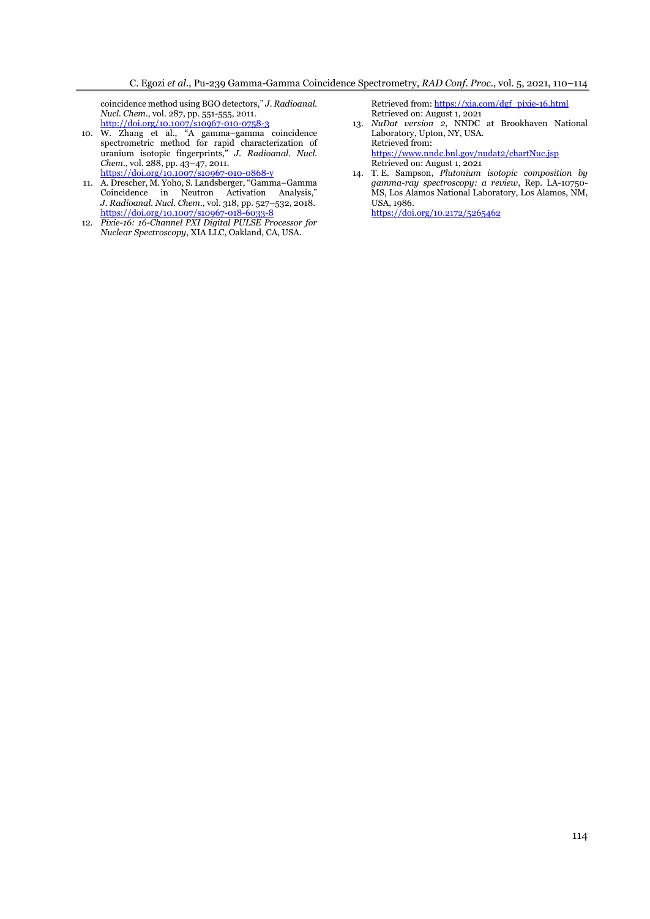coincidence method using BGO detectors," *J. Radioanal. Nucl. Chem.*, vol. 287, pp. 551-555, 2011.
http://doi.org/10.1007/s10967-010-0758-3

10. W. Zhang et al., "A gamma–gamma coincidence spectrometric method for rapid characterization of uranium isotopic fingerprints," *J. Radioanal. Nucl. Chem.*, vol. 288, pp. 43–47, 2011.
https://doi.org/10.1007/s10967-010-0868-y
11. A. Drescher, M. Yoho, S. Landsberger, "Gamma–Gamma Coincidence in Neutron Activation Analysis," *J. Radioanal. Nucl. Chem.*, vol. 318, pp. 527–532, 2018.
https://doi.org/10.1007/s10967-018-6033-8
12. *Pixie-16: 16-Channel PXI Digital PULSE Processor for Nuclear Spectroscopy*, XIA LLC, Oakland, CA, USA.
Retrieved from: https://xia.com/dgf_pixie-16.html
Retrieved on: August 1, 2021
13. *NuDat version 2*, NNDC at Brookhaven National Laboratory, Upton, NY, USA.
Retrieved from:
https://www.nndc.bnl.gov/nudat2/chartNuc.jsp
Retrieved on: August 1, 2021
14. T. E. Sampson, *Plutonium isotopic composition by gamma-ray spectroscopy: a review*, Rep. LA-10750-MS, Los Alamos National Laboratory, Los Alamos, NM, USA, 1986.
https://doi.org/10.2172/5265462